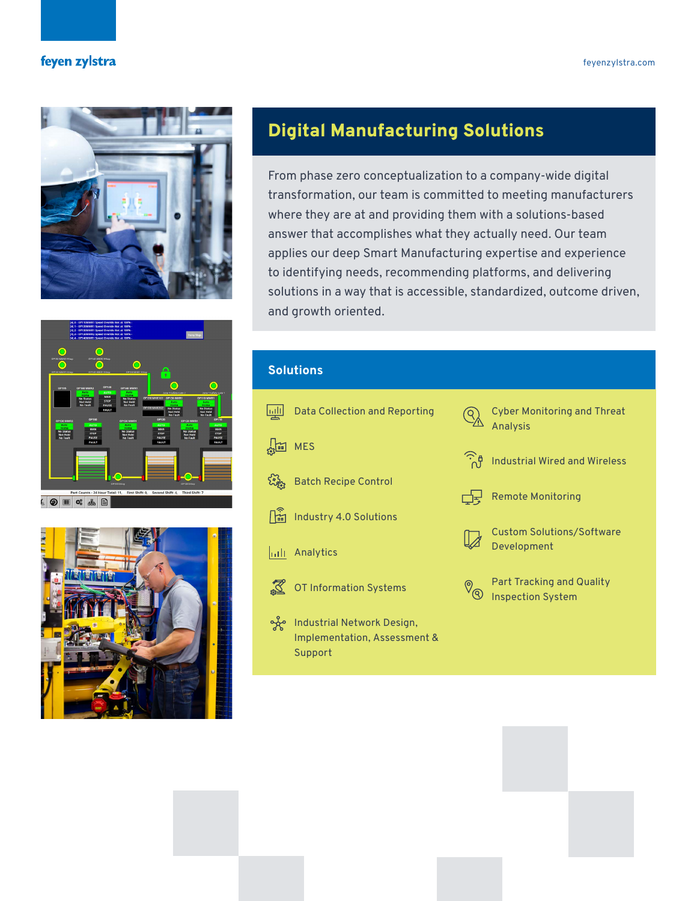feyen zylstra

feyenzylstra.com

# Digital Manufacturing Solutions

From phase zero conceptualization to a company-wide digital transformation, our team is committed to meeting manufacturers where they are at and providing them with a solutions-based answer that accomplishes what they actually need. Our team applies our deep Smart Manufacturing expertise and experience to identifying needs, recommending platforms, and delivering solutions in a way that is accessible, standardized, outcome driven, and growth oriented.

## Solutions

- Data Collection and Reporting
- MES
- Batch Recipe Control
- Industry 4.0 Solutions
- Analytics
- OT Information Systems
- Industrial Network Design, Implementation, Assessment & Support
- Cyber Monitoring and Threat Analysis
- Industrial Wired and Wireless
- Remote Monitoring
- Custom Solutions/Software Development
- Part Tracking and Quality Inspection System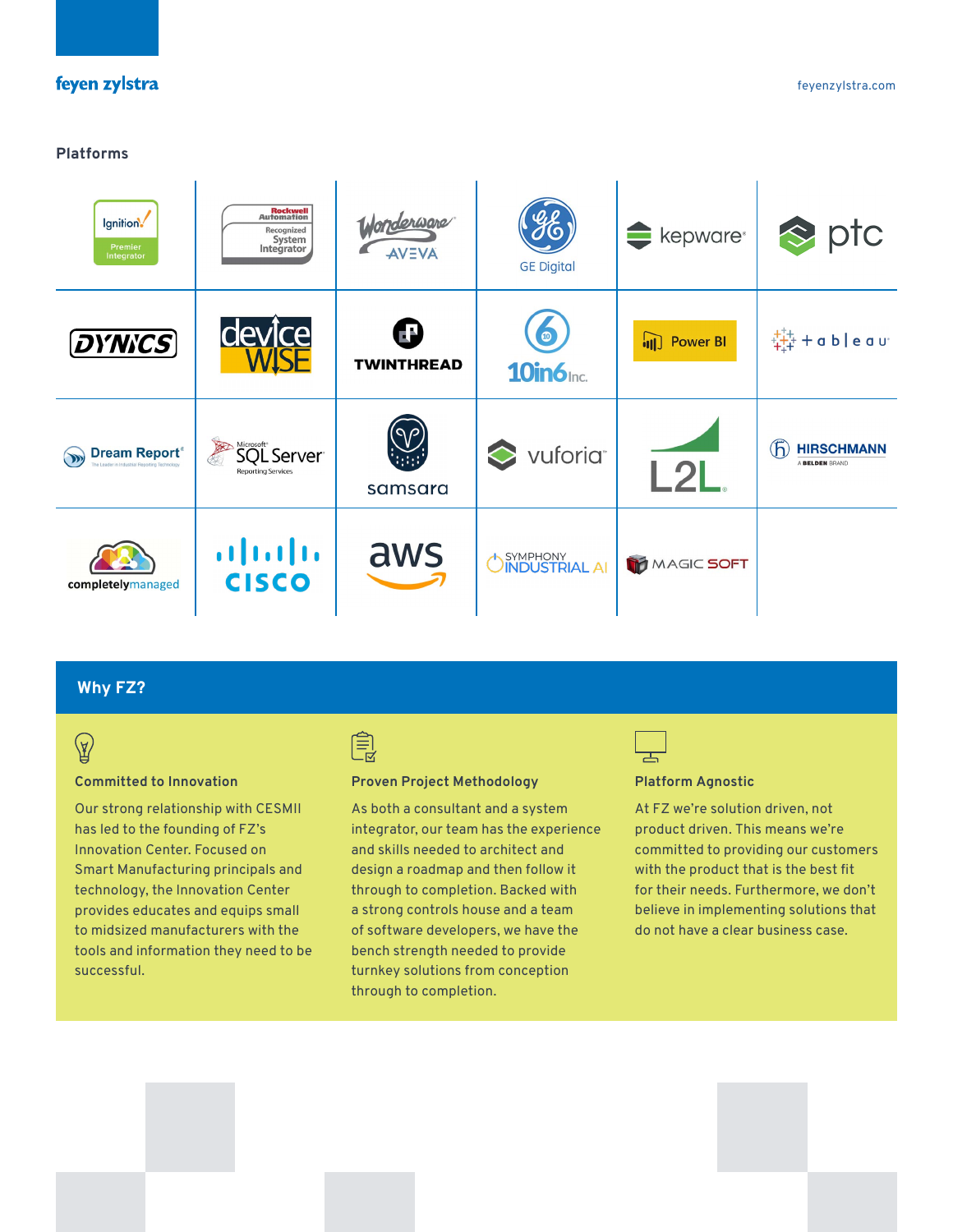## Platforms

| | | | | | |
|---|---|---|---|---|---|
| Ignition Premier Integrator | Rockwell Automation Recognized System Integrator | Wonderware AVEVA | GE Digital | kepware | ptc |
| DYNICS | device WISE | TWINTHREAD | 10in6 Inc. | Power BI | tableau |
| Dream Report | Microsoft SQL Server Reporting Services | samsara | vuforia | L2L | HIRSCHMANN A BELDEN BRAND |
| completelymanaged | CISCO | aws | SYMPHONY INDUSTRIAL AI | MAGIC SOFT | |

## Why FZ?

### Committed to Innovation

Our strong relationship with CESMII has led to the founding of FZ's Innovation Center. Focused on Smart Manufacturing principals and technology, the Innovation Center provides educates and equips small to midsized manufacturers with the tools and information they need to be successful.

### Proven Project Methodology

As both a consultant and a system integrator, our team has the experience and skills needed to architect and design a roadmap and then follow it through to completion. Backed with a strong controls house and a team of software developers, we have the bench strength needed to provide turnkey solutions from conception through to completion.

### Platform Agnostic

At FZ we're solution driven, not product driven. This means we're committed to providing our customers with the product that is the best fit for their needs. Furthermore, we don't believe in implementing solutions that do not have a clear business case.